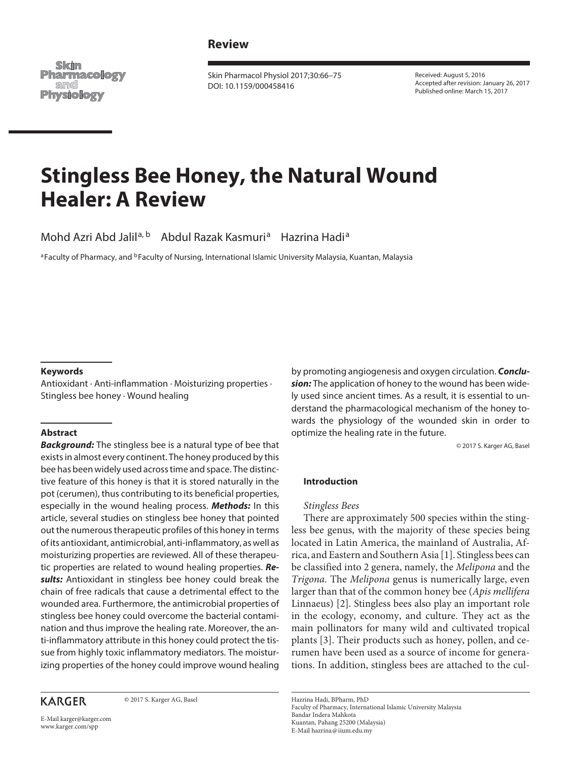**Review**

Received: August 5, 2016
Accepted after revision: January 26, 2017
Published online: March 15, 2017

# Stingless Bee Honey, the Natural Wound Healer: A Review

Mohd Azri Abd Jalil[a, b] Abdul Razak Kasmuri[a] Hazrina Hadi[a]

[a]Faculty of Pharmacy, and [b]Faculty of Nursing, International Islamic University Malaysia, Kuantan, Malaysia

### Keywords

Antioxidant · Anti-inflammation · Moisturizing properties · Stingless bee honey · Wound healing

### Abstract

***Background:*** The stingless bee is a natural type of bee that exists in almost every continent. The honey produced by this bee has been widely used across time and space. The distinctive feature of this honey is that it is stored naturally in the pot (cerumen), thus contributing to its beneficial properties, especially in the wound healing process. ***Methods:*** In this article, several studies on stingless bee honey that pointed out the numerous therapeutic profiles of this honey in terms of its antioxidant, antimicrobial, anti-inflammatory, as well as moisturizing properties are reviewed. All of these therapeutic properties are related to wound healing properties. ***Results:*** Antioxidant in stingless bee honey could break the chain of free radicals that cause a detrimental effect to the wounded area. Furthermore, the antimicrobial properties of stingless bee honey could overcome the bacterial contamination and thus improve the healing rate. Moreover, the anti-inflammatory attribute in this honey could protect the tissue from highly toxic inflammatory mediators. The moisturizing properties of the honey could improve wound healing by promoting angiogenesis and oxygen circulation. ***Conclusion:*** The application of honey to the wound has been widely used since ancient times. As a result, it is essential to understand the pharmacological mechanism of the honey towards the physiology of the wounded skin in order to optimize the healing rate in the future.

© 2017 S. Karger AG, Basel

## Introduction

### *Stingless Bees*

There are approximately 500 species within the stingless bee genus, with the majority of these species being located in Latin America, the mainland of Australia, Africa, and Eastern and Southern Asia [1]. Stingless bees can be classified into 2 genera, namely, the *Melipona* and the *Trigona*. The *Melipona* genus is numerically large, even larger than that of the common honey bee (*Apis mellifera* Linnaeus) [2]. Stingless bees also play an important role in the ecology, economy, and culture. They act as the main pollinators for many wild and cultivated tropical plants [3]. Their products such as honey, pollen, and cerumen have been used as a source of income for generations. In addition, stingless bees are attached to the cul-

Hazrina Hadi, BPharm, PhD
Faculty of Pharmacy, International Islamic University Malaysia
Bandar Indera Mahkota
Kuantan, Pahang 25200 (Malaysia)
E-Mail hazrina@iium.edu.my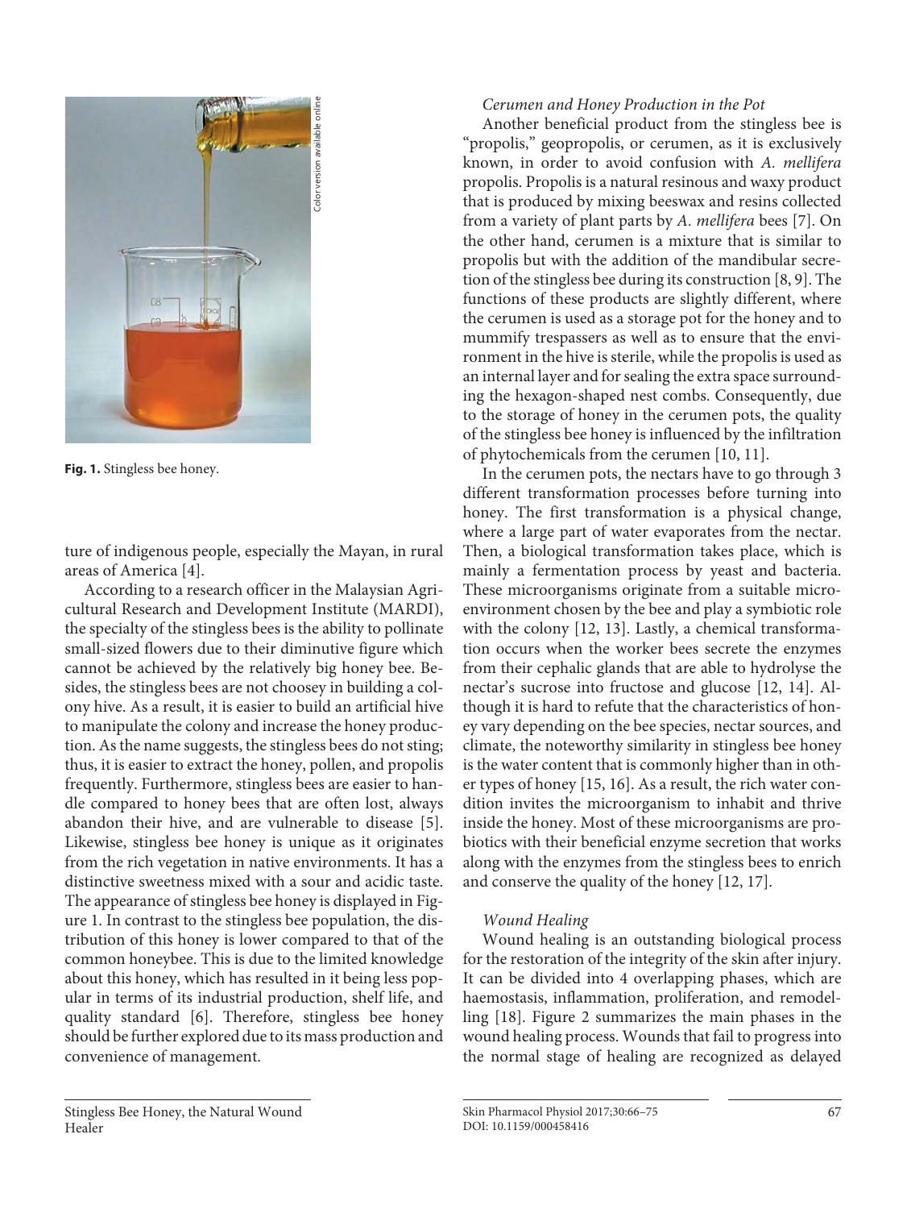Fig. 1. Stingless bee honey.

ture of indigenous people, especially the Mayan, in rural areas of America [4].

According to a research officer in the Malaysian Agricultural Research and Development Institute (MARDI), the specialty of the stingless bees is the ability to pollinate small-sized flowers due to their diminutive figure which cannot be achieved by the relatively big honey bee. Besides, the stingless bees are not choosey in building a colony hive. As a result, it is easier to build an artificial hive to manipulate the colony and increase the honey production. As the name suggests, the stingless bees do not sting; thus, it is easier to extract the honey, pollen, and propolis frequently. Furthermore, stingless bees are easier to handle compared to honey bees that are often lost, always abandon their hive, and are vulnerable to disease [5]. Likewise, stingless bee honey is unique as it originates from the rich vegetation in native environments. It has a distinctive sweetness mixed with a sour and acidic taste. The appearance of stingless bee honey is displayed in Figure 1. In contrast to the stingless bee population, the distribution of this honey is lower compared to that of the common honeybee. This is due to the limited knowledge about this honey, which has resulted in it being less popular in terms of its industrial production, shelf life, and quality standard [6]. Therefore, stingless bee honey should be further explored due to its mass production and convenience of management.

### *Cerumen and Honey Production in the Pot*

Another beneficial product from the stingless bee is "propolis," geopropolis, or cerumen, as it is exclusively known, in order to avoid confusion with *A. mellifera* propolis. Propolis is a natural resinous and waxy product that is produced by mixing beeswax and resins collected from a variety of plant parts by *A. mellifera* bees [7]. On the other hand, cerumen is a mixture that is similar to propolis but with the addition of the mandibular secretion of the stingless bee during its construction [8, 9]. The functions of these products are slightly different, where the cerumen is used as a storage pot for the honey and to mummify trespassers as well as to ensure that the environment in the hive is sterile, while the propolis is used as an internal layer and for sealing the extra space surrounding the hexagon-shaped nest combs. Consequently, due to the storage of honey in the cerumen pots, the quality of the stingless bee honey is influenced by the infiltration of phytochemicals from the cerumen [10, 11].

In the cerumen pots, the nectars have to go through 3 different transformation processes before turning into honey. The first transformation is a physical change, where a large part of water evaporates from the nectar. Then, a biological transformation takes place, which is mainly a fermentation process by yeast and bacteria. These microorganisms originate from a suitable microenvironment chosen by the bee and play a symbiotic role with the colony [12, 13]. Lastly, a chemical transformation occurs when the worker bees secrete the enzymes from their cephalic glands that are able to hydrolyse the nectar's sucrose into fructose and glucose [12, 14]. Although it is hard to refute that the characteristics of honey vary depending on the bee species, nectar sources, and climate, the noteworthy similarity in stingless bee honey is the water content that is commonly higher than in other types of honey [15, 16]. As a result, the rich water condition invites the microorganism to inhabit and thrive inside the honey. Most of these microorganisms are probiotics with their beneficial enzyme secretion that works along with the enzymes from the stingless bees to enrich and conserve the quality of the honey [12, 17].

### *Wound Healing*

Wound healing is an outstanding biological process for the restoration of the integrity of the skin after injury. It can be divided into 4 overlapping phases, which are haemostasis, inflammation, proliferation, and remodelling [18]. Figure 2 summarizes the main phases in the wound healing process. Wounds that fail to progress into the normal stage of healing are recognized as delayed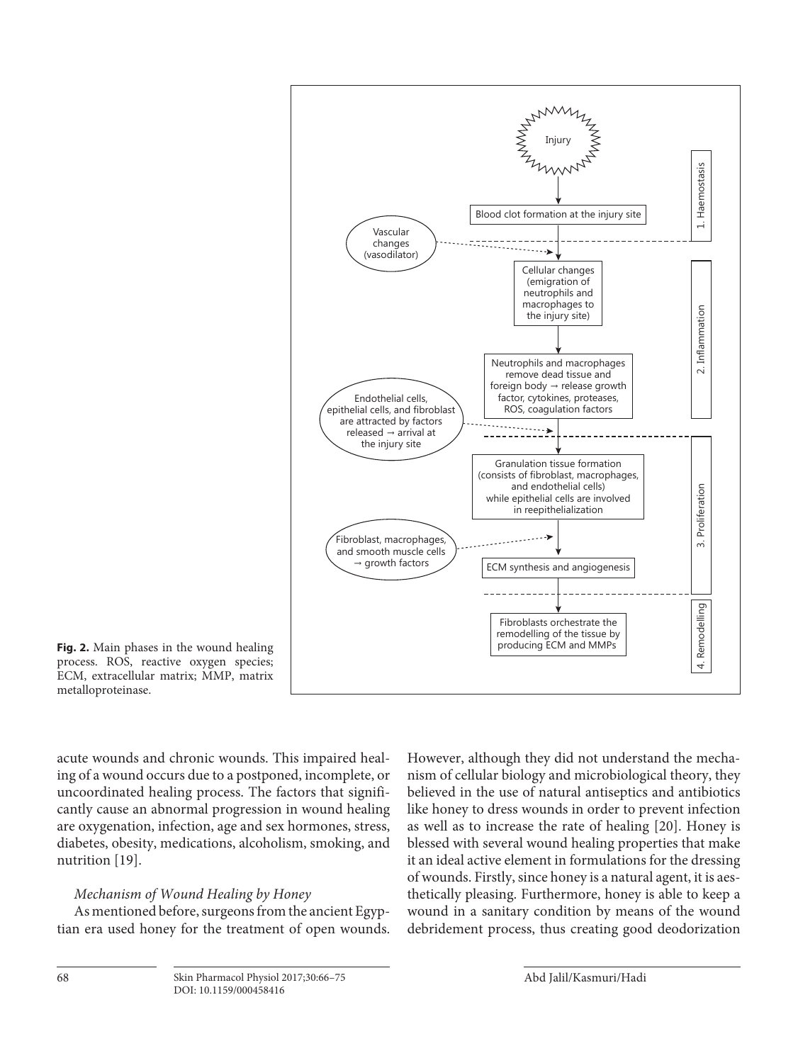**Fig. 2.** Main phases in the wound healing process. ROS, reactive oxygen species; ECM, extracellular matrix; MMP, matrix metalloproteinase.

acute wounds and chronic wounds. This impaired healing of a wound occurs due to a postponed, incomplete, or uncoordinated healing process. The factors that significantly cause an abnormal progression in wound healing are oxygenation, infection, age and sex hormones, stress, diabetes, obesity, medications, alcoholism, smoking, and nutrition [19].

### *Mechanism of Wound Healing by Honey*

As mentioned before, surgeons from the ancient Egyptian era used honey for the treatment of open wounds. However, although they did not understand the mechanism of cellular biology and microbiological theory, they believed in the use of natural antiseptics and antibiotics like honey to dress wounds in order to prevent infection as well as to increase the rate of healing [20]. Honey is blessed with several wound healing properties that make it an ideal active element in formulations for the dressing of wounds. Firstly, since honey is a natural agent, it is aesthetically pleasing. Furthermore, honey is able to keep a wound in a sanitary condition by means of the wound debridement process, thus creating good deodorization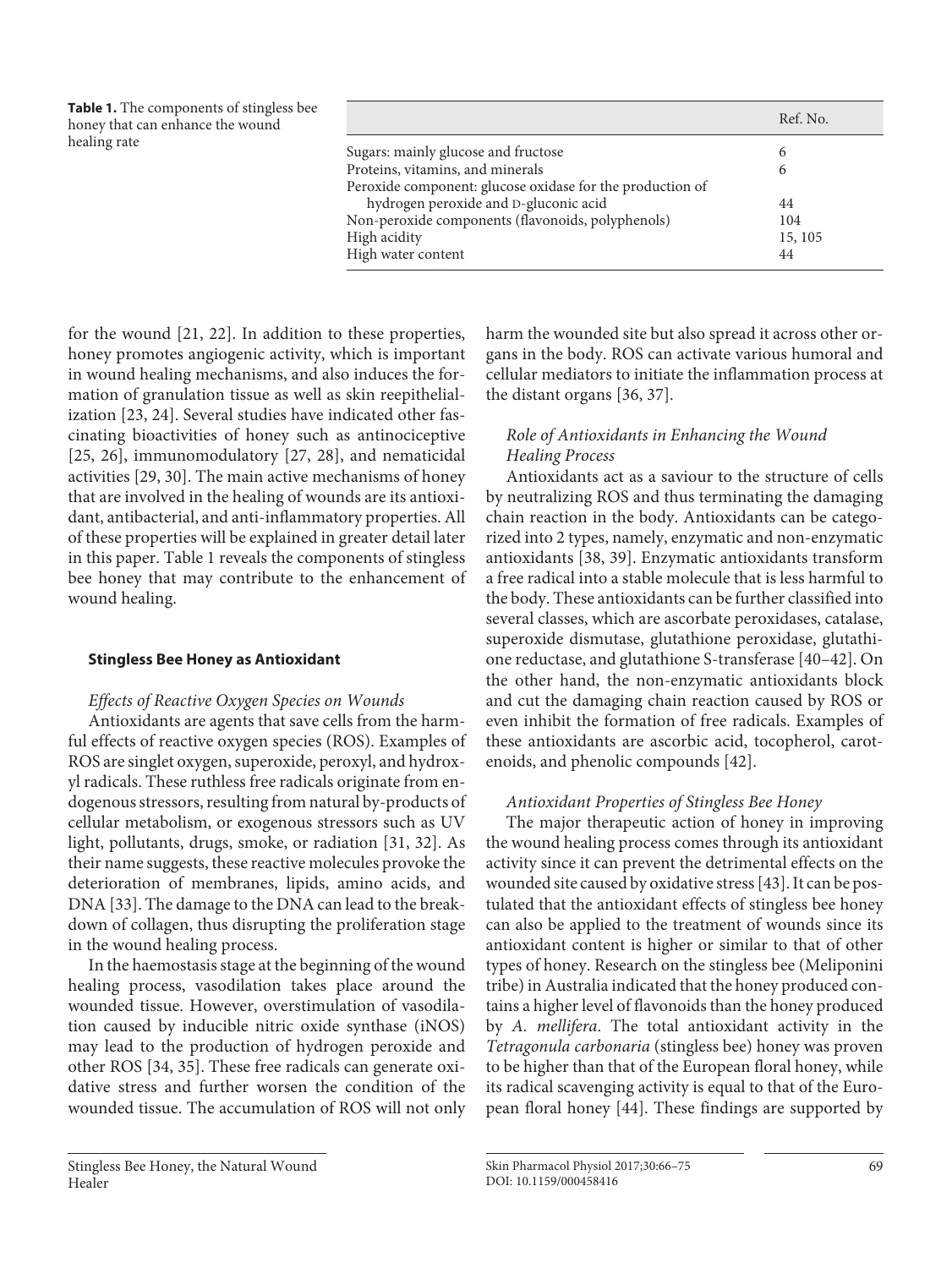**Table 1.** The components of stingless bee honey that can enhance the wound healing rate

| | Ref. No. |
|---|---|
| Sugars: mainly glucose and fructose | 6 |
| Proteins, vitamins, and minerals | 6 |
| Peroxide component: glucose oxidase for the production of hydrogen peroxide and D-gluconic acid | 44 |
| Non-peroxide components (flavonoids, polyphenols) | 104 |
| High acidity | 15, 105 |
| High water content | 44 |

for the wound [21, 22]. In addition to these properties, honey promotes angiogenic activity, which is important in wound healing mechanisms, and also induces the formation of granulation tissue as well as skin reepithelialization [23, 24]. Several studies have indicated other fascinating bioactivities of honey such as antinociceptive [25, 26], immunomodulatory [27, 28], and nematicidal activities [29, 30]. The main active mechanisms of honey that are involved in the healing of wounds are its antioxidant, antibacterial, and anti-inflammatory properties. All of these properties will be explained in greater detail later in this paper. Table 1 reveals the components of stingless bee honey that may contribute to the enhancement of wound healing.

## Stingless Bee Honey as Antioxidant

### *Effects of Reactive Oxygen Species on Wounds*

Antioxidants are agents that save cells from the harmful effects of reactive oxygen species (ROS). Examples of ROS are singlet oxygen, superoxide, peroxyl, and hydroxyl radicals. These ruthless free radicals originate from endogenous stressors, resulting from natural by-products of cellular metabolism, or exogenous stressors such as UV light, pollutants, drugs, smoke, or radiation [31, 32]. As their name suggests, these reactive molecules provoke the deterioration of membranes, lipids, amino acids, and DNA [33]. The damage to the DNA can lead to the breakdown of collagen, thus disrupting the proliferation stage in the wound healing process.

In the haemostasis stage at the beginning of the wound healing process, vasodilation takes place around the wounded tissue. However, overstimulation of vasodilation caused by inducible nitric oxide synthase (iNOS) may lead to the production of hydrogen peroxide and other ROS [34, 35]. These free radicals can generate oxidative stress and further worsen the condition of the wounded tissue. The accumulation of ROS will not only harm the wounded site but also spread it across other organs in the body. ROS can activate various humoral and cellular mediators to initiate the inflammation process at the distant organs [36, 37].

### *Role of Antioxidants in Enhancing the Wound Healing Process*

Antioxidants act as a saviour to the structure of cells by neutralizing ROS and thus terminating the damaging chain reaction in the body. Antioxidants can be categorized into 2 types, namely, enzymatic and non-enzymatic antioxidants [38, 39]. Enzymatic antioxidants transform a free radical into a stable molecule that is less harmful to the body. These antioxidants can be further classified into several classes, which are ascorbate peroxidases, catalase, superoxide dismutase, glutathione peroxidase, glutathione reductase, and glutathione S-transferase [40–42]. On the other hand, the non-enzymatic antioxidants block and cut the damaging chain reaction caused by ROS or even inhibit the formation of free radicals. Examples of these antioxidants are ascorbic acid, tocopherol, carotenoids, and phenolic compounds [42].

### *Antioxidant Properties of Stingless Bee Honey*

The major therapeutic action of honey in improving the wound healing process comes through its antioxidant activity since it can prevent the detrimental effects on the wounded site caused by oxidative stress [43]. It can be postulated that the antioxidant effects of stingless bee honey can also be applied to the treatment of wounds since its antioxidant content is higher or similar to that of other types of honey. Research on the stingless bee (Meliponini tribe) in Australia indicated that the honey produced contains a higher level of flavonoids than the honey produced by *A. mellifera*. The total antioxidant activity in the *Tetragonula carbonaria* (stingless bee) honey was proven to be higher than that of the European floral honey, while its radical scavenging activity is equal to that of the European floral honey [44]. These findings are supported by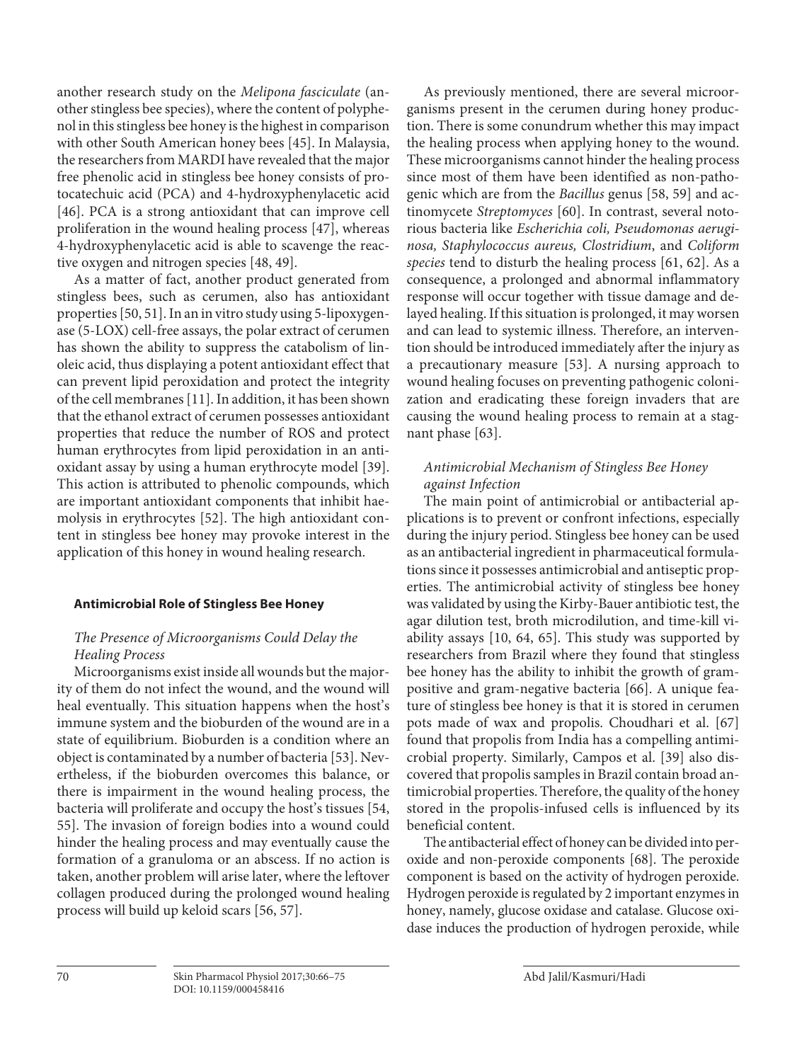another research study on the *Melipona fasciculate* (another stingless bee species), where the content of polyphenol in this stingless bee honey is the highest in comparison with other South American honey bees [45]. In Malaysia, the researchers from MARDI have revealed that the major free phenolic acid in stingless bee honey consists of protocatechuic acid (PCA) and 4-hydroxyphenylacetic acid [46]. PCA is a strong antioxidant that can improve cell proliferation in the wound healing process [47], whereas 4-hydroxyphenylacetic acid is able to scavenge the reactive oxygen and nitrogen species [48, 49].

As a matter of fact, another product generated from stingless bees, such as cerumen, also has antioxidant properties [50, 51]. In an in vitro study using 5-lipoxygenase (5-LOX) cell-free assays, the polar extract of cerumen has shown the ability to suppress the catabolism of linoleic acid, thus displaying a potent antioxidant effect that can prevent lipid peroxidation and protect the integrity of the cell membranes [11]. In addition, it has been shown that the ethanol extract of cerumen possesses antioxidant properties that reduce the number of ROS and protect human erythrocytes from lipid peroxidation in an antioxidant assay by using a human erythrocyte model [39]. This action is attributed to phenolic compounds, which are important antioxidant components that inhibit haemolysis in erythrocytes [52]. The high antioxidant content in stingless bee honey may provoke interest in the application of this honey in wound healing research.

## Antimicrobial Role of Stingless Bee Honey

### *The Presence of Microorganisms Could Delay the Healing Process*

Microorganisms exist inside all wounds but the majority of them do not infect the wound, and the wound will heal eventually. This situation happens when the host's immune system and the bioburden of the wound are in a state of equilibrium. Bioburden is a condition where an object is contaminated by a number of bacteria [53]. Nevertheless, if the bioburden overcomes this balance, or there is impairment in the wound healing process, the bacteria will proliferate and occupy the host's tissues [54, 55]. The invasion of foreign bodies into a wound could hinder the healing process and may eventually cause the formation of a granuloma or an abscess. If no action is taken, another problem will arise later, where the leftover collagen produced during the prolonged wound healing process will build up keloid scars [56, 57].

As previously mentioned, there are several microorganisms present in the cerumen during honey production. There is some conundrum whether this may impact the healing process when applying honey to the wound. These microorganisms cannot hinder the healing process since most of them have been identified as non-pathogenic which are from the *Bacillus* genus [58, 59] and actinomycete *Streptomyces* [60]. In contrast, several notorious bacteria like *Escherichia coli, Pseudomonas aeruginosa, Staphylococcus aureus, Clostridium*, and *Coliform species* tend to disturb the healing process [61, 62]. As a consequence, a prolonged and abnormal inflammatory response will occur together with tissue damage and delayed healing. If this situation is prolonged, it may worsen and can lead to systemic illness. Therefore, an intervention should be introduced immediately after the injury as a precautionary measure [53]. A nursing approach to wound healing focuses on preventing pathogenic colonization and eradicating these foreign invaders that are causing the wound healing process to remain at a stagnant phase [63].

### *Antimicrobial Mechanism of Stingless Bee Honey against Infection*

The main point of antimicrobial or antibacterial applications is to prevent or confront infections, especially during the injury period. Stingless bee honey can be used as an antibacterial ingredient in pharmaceutical formulations since it possesses antimicrobial and antiseptic properties. The antimicrobial activity of stingless bee honey was validated by using the Kirby-Bauer antibiotic test, the agar dilution test, broth microdilution, and time-kill viability assays [10, 64, 65]. This study was supported by researchers from Brazil where they found that stingless bee honey has the ability to inhibit the growth of gram-positive and gram-negative bacteria [66]. A unique feature of stingless bee honey is that it is stored in cerumen pots made of wax and propolis. Choudhari et al. [67] found that propolis from India has a compelling antimicrobial property. Similarly, Campos et al. [39] also discovered that propolis samples in Brazil contain broad antimicrobial properties. Therefore, the quality of the honey stored in the propolis-infused cells is influenced by its beneficial content.

The antibacterial effect of honey can be divided into peroxide and non-peroxide components [68]. The peroxide component is based on the activity of hydrogen peroxide. Hydrogen peroxide is regulated by 2 important enzymes in honey, namely, glucose oxidase and catalase. Glucose oxidase induces the production of hydrogen peroxide, while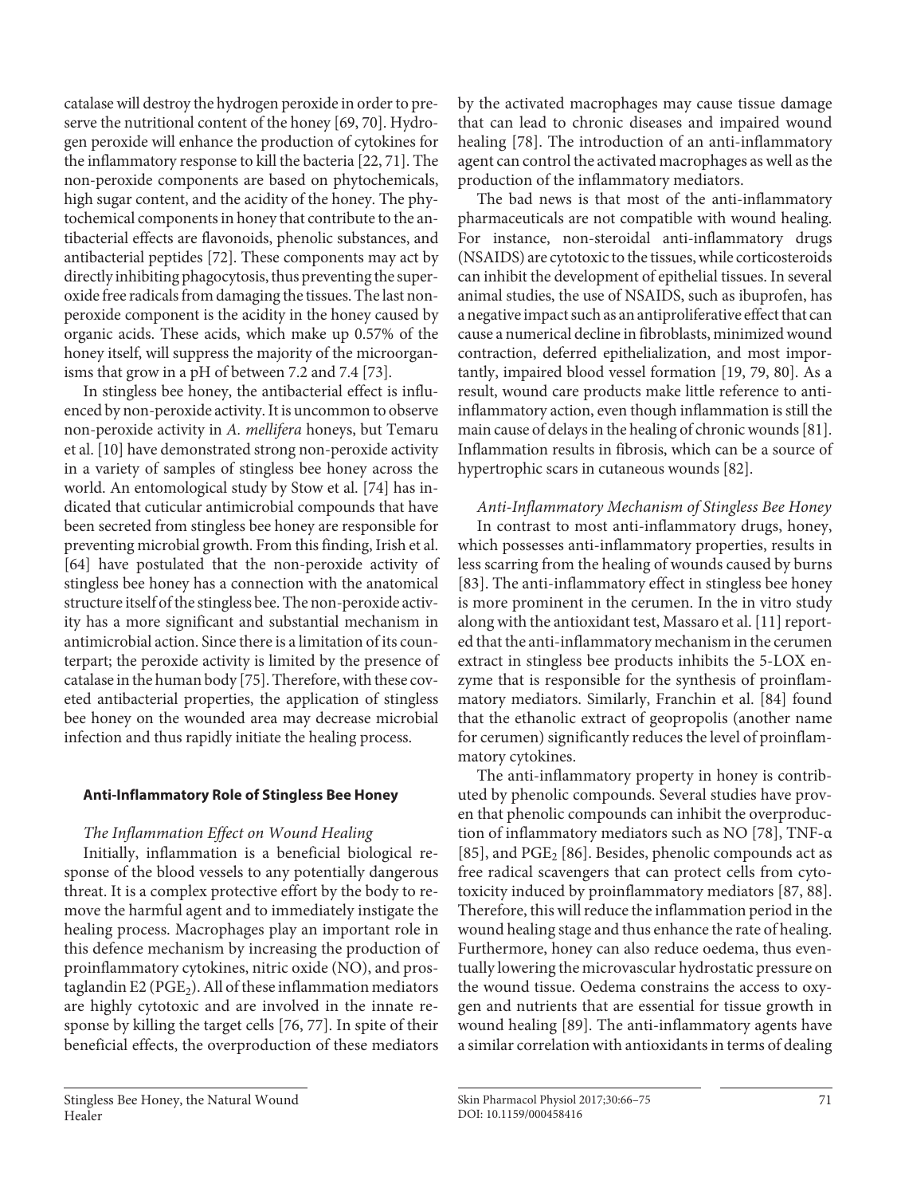catalase will destroy the hydrogen peroxide in order to preserve the nutritional content of the honey [69, 70]. Hydrogen peroxide will enhance the production of cytokines for the inflammatory response to kill the bacteria [22, 71]. The non-peroxide components are based on phytochemicals, high sugar content, and the acidity of the honey. The phytochemical components in honey that contribute to the antibacterial effects are flavonoids, phenolic substances, and antibacterial peptides [72]. These components may act by directly inhibiting phagocytosis, thus preventing the superoxide free radicals from damaging the tissues. The last non-peroxide component is the acidity in the honey caused by organic acids. These acids, which make up 0.57% of the honey itself, will suppress the majority of the microorganisms that grow in a pH of between 7.2 and 7.4 [73].

In stingless bee honey, the antibacterial effect is influenced by non-peroxide activity. It is uncommon to observe non-peroxide activity in *A. mellifera* honeys, but Temaru et al. [10] have demonstrated strong non-peroxide activity in a variety of samples of stingless bee honey across the world. An entomological study by Stow et al. [74] has indicated that cuticular antimicrobial compounds that have been secreted from stingless bee honey are responsible for preventing microbial growth. From this finding, Irish et al. [64] have postulated that the non-peroxide activity of stingless bee honey has a connection with the anatomical structure itself of the stingless bee. The non-peroxide activity has a more significant and substantial mechanism in antimicrobial action. Since there is a limitation of its counterpart; the peroxide activity is limited by the presence of catalase in the human body [75]. Therefore, with these coveted antibacterial properties, the application of stingless bee honey on the wounded area may decrease microbial infection and thus rapidly initiate the healing process.

## Anti-Inflammatory Role of Stingless Bee Honey

### *The Inflammation Effect on Wound Healing*

Initially, inflammation is a beneficial biological response of the blood vessels to any potentially dangerous threat. It is a complex protective effort by the body to remove the harmful agent and to immediately instigate the healing process. Macrophages play an important role in this defence mechanism by increasing the production of proinflammatory cytokines, nitric oxide (NO), and prostaglandin E2 ($PGE_2$). All of these inflammation mediators are highly cytotoxic and are involved in the innate response by killing the target cells [76, 77]. In spite of their beneficial effects, the overproduction of these mediators by the activated macrophages may cause tissue damage that can lead to chronic diseases and impaired wound healing [78]. The introduction of an anti-inflammatory agent can control the activated macrophages as well as the production of the inflammatory mediators.

The bad news is that most of the anti-inflammatory pharmaceuticals are not compatible with wound healing. For instance, non-steroidal anti-inflammatory drugs (NSAIDS) are cytotoxic to the tissues, while corticosteroids can inhibit the development of epithelial tissues. In several animal studies, the use of NSAIDS, such as ibuprofen, has a negative impact such as an antiproliferative effect that can cause a numerical decline in fibroblasts, minimized wound contraction, deferred epithelialization, and most importantly, impaired blood vessel formation [19, 79, 80]. As a result, wound care products make little reference to anti-inflammatory action, even though inflammation is still the main cause of delays in the healing of chronic wounds [81]. Inflammation results in fibrosis, which can be a source of hypertrophic scars in cutaneous wounds [82].

### *Anti-Inflammatory Mechanism of Stingless Bee Honey*

In contrast to most anti-inflammatory drugs, honey, which possesses anti-inflammatory properties, results in less scarring from the healing of wounds caused by burns [83]. The anti-inflammatory effect in stingless bee honey is more prominent in the cerumen. In the in vitro study along with the antioxidant test, Massaro et al. [11] reported that the anti-inflammatory mechanism in the cerumen extract in stingless bee products inhibits the 5-LOX enzyme that is responsible for the synthesis of proinflammatory mediators. Similarly, Franchin et al. [84] found that the ethanolic extract of geopropolis (another name for cerumen) significantly reduces the level of proinflammatory cytokines.

The anti-inflammatory property in honey is contributed by phenolic compounds. Several studies have proven that phenolic compounds can inhibit the overproduction of inflammatory mediators such as NO [78], TNF-α [85], and $PGE_2$ [86]. Besides, phenolic compounds act as free radical scavengers that can protect cells from cytotoxicity induced by proinflammatory mediators [87, 88]. Therefore, this will reduce the inflammation period in the wound healing stage and thus enhance the rate of healing. Furthermore, honey can also reduce oedema, thus eventually lowering the microvascular hydrostatic pressure on the wound tissue. Oedema constrains the access to oxygen and nutrients that are essential for tissue growth in wound healing [89]. The anti-inflammatory agents have a similar correlation with antioxidants in terms of dealing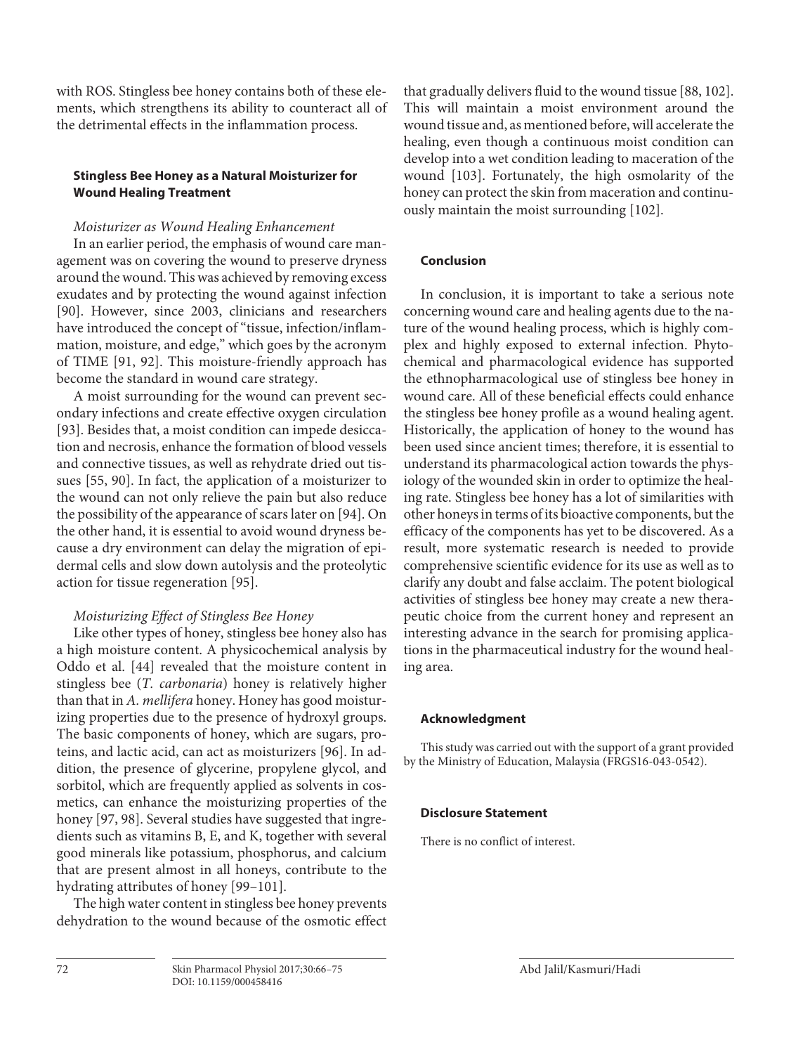with ROS. Stingless bee honey contains both of these elements, which strengthens its ability to counteract all of the detrimental effects in the inflammation process.

## Stingless Bee Honey as a Natural Moisturizer for Wound Healing Treatment

### *Moisturizer as Wound Healing Enhancement*

In an earlier period, the emphasis of wound care management was on covering the wound to preserve dryness around the wound. This was achieved by removing excess exudates and by protecting the wound against infection [90]. However, since 2003, clinicians and researchers have introduced the concept of "tissue, infection/inflammation, moisture, and edge," which goes by the acronym of TIME [91, 92]. This moisture-friendly approach has become the standard in wound care strategy.

A moist surrounding for the wound can prevent secondary infections and create effective oxygen circulation [93]. Besides that, a moist condition can impede desiccation and necrosis, enhance the formation of blood vessels and connective tissues, as well as rehydrate dried out tissues [55, 90]. In fact, the application of a moisturizer to the wound can not only relieve the pain but also reduce the possibility of the appearance of scars later on [94]. On the other hand, it is essential to avoid wound dryness because a dry environment can delay the migration of epidermal cells and slow down autolysis and the proteolytic action for tissue regeneration [95].

### *Moisturizing Effect of Stingless Bee Honey*

Like other types of honey, stingless bee honey also has a high moisture content. A physicochemical analysis by Oddo et al. [44] revealed that the moisture content in stingless bee (*T. carbonaria*) honey is relatively higher than that in *A. mellifera* honey. Honey has good moisturizing properties due to the presence of hydroxyl groups. The basic components of honey, which are sugars, proteins, and lactic acid, can act as moisturizers [96]. In addition, the presence of glycerine, propylene glycol, and sorbitol, which are frequently applied as solvents in cosmetics, can enhance the moisturizing properties of the honey [97, 98]. Several studies have suggested that ingredients such as vitamins B, E, and K, together with several good minerals like potassium, phosphorus, and calcium that are present almost in all honeys, contribute to the hydrating attributes of honey [99–101].

The high water content in stingless bee honey prevents dehydration to the wound because of the osmotic effect that gradually delivers fluid to the wound tissue [88, 102]. This will maintain a moist environment around the wound tissue and, as mentioned before, will accelerate the healing, even though a continuous moist condition can develop into a wet condition leading to maceration of the wound [103]. Fortunately, the high osmolarity of the honey can protect the skin from maceration and continuously maintain the moist surrounding [102].

## Conclusion

In conclusion, it is important to take a serious note concerning wound care and healing agents due to the nature of the wound healing process, which is highly complex and highly exposed to external infection. Phytochemical and pharmacological evidence has supported the ethnopharmacological use of stingless bee honey in wound care. All of these beneficial effects could enhance the stingless bee honey profile as a wound healing agent. Historically, the application of honey to the wound has been used since ancient times; therefore, it is essential to understand its pharmacological action towards the physiology of the wounded skin in order to optimize the healing rate. Stingless bee honey has a lot of similarities with other honeys in terms of its bioactive components, but the efficacy of the components has yet to be discovered. As a result, more systematic research is needed to provide comprehensive scientific evidence for its use as well as to clarify any doubt and false acclaim. The potent biological activities of stingless bee honey may create a new therapeutic choice from the current honey and represent an interesting advance in the search for promising applications in the pharmaceutical industry for the wound healing area.

## Acknowledgment

This study was carried out with the support of a grant provided by the Ministry of Education, Malaysia (FRGS16-043-0542).

## Disclosure Statement

There is no conflict of interest.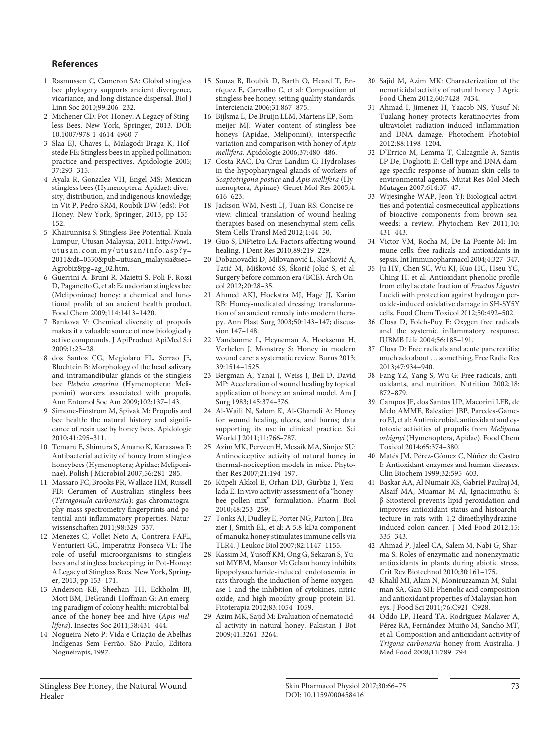## References

1. Rasmussen C, Cameron SA: Global stingless bee phylogeny supports ancient divergence, vicariance, and long distance dispersal. Biol J Linn Soc 2010;99:206–232.
2. Michener CD: Pot-Honey: A Legacy of Stingless Bees. New York, Springer, 2013. DOI: 10.1007/978-1-4614-4960-7
3. Slaa EJ, Chaves L, Malagodi-Braga K, Hofstede FE: Stingless bees in applied pollination: practice and perspectives. Apidologie 2006; 37:293–315.
4. Ayala R, Gonzalez VH, Engel MS: Mexican stingless bees (Hymenoptera: Apidae): diversity, distribution, and indigenous knowledge; in Vit P, Pedro SRM, Roubik DW (eds): Pot-Honey. New York, Springer, 2013, pp 135–152.
5. Khairunnisa S: Stingless Bee Potential. Kuala Lumpur, Utusan Malaysia, 2011. http://ww1.utusan.com.my/utusan/info.asp?y=2011&dt=0530&pub=utusan_malaysia&sec=Agrobiz&pg=ag_02.htm.
6. Guerrini A, Bruni R, Maietti S, Poli F, Rossi D, Paganetto G, et al: Ecuadorian stingless bee (Meliponinae) honey: a chemical and functional profile of an ancient health product. Food Chem 2009;114:1413–1420.
7. Bankova V: Chemical diversity of propolis makes it a valuable source of new biologically active compounds. J ApiProduct ApiMed Sci 2009;1:23–28.
8. dos Santos CG, Megiolaro FL, Serrao JE, Blochtein B: Morphology of the head salivary and intramandibular glands of the stingless bee *Plebeia emerina* (Hymenoptera: Meliponini) workers associated with propolis. Ann Entomol Soc Am 2009;102:137–143.
9. Simone-Finstrom M, Spivak M: Propolis and bee health: the natural history and significance of resin use by honey bees. Apidologie 2010;41:295–311.
10. Temaru E, Shimura S, Amano K, Karasawa T: Antibacterial activity of honey from stingless honeybees (Hymenoptera; Apidae; Meliponinae). Polish J Microbiol 2007;56:281–285.
11. Massaro FC, Brooks PR, Wallace HM, Russell FD: Cerumen of Australian stingless bees (*Tetragonula carbonaria*): gas chromatography-mass spectrometry fingerprints and potential anti-inflammatory properties. Naturwissenschaften 2011;98:329–337.
12. Menezes C, Vollet-Neto A, Contrera FAFL, Venturieri GC, Imperatriz-Fonseca VL: The role of useful microorganisms to stingless bees and stingless beekeeping; in Pot-Honey: A Legacy of Stingless Bees. New York, Springer, 2013, pp 153–171.
13. Anderson KE, Sheehan TH, Eckholm BJ, Mott BM, DeGrandi-Hoffman G: An emerging paradigm of colony health: microbial balance of the honey bee and hive (*Apis mellifera*). Insectes Soc 2011;58:431–444.
14. Nogueira-Neto P: Vida e Criação de Abelhas Indígenas Sem Ferrão. São Paulo, Editora Nogueirapis, 1997.
15. Souza B, Roubik D, Barth O, Heard T, Enríquez E, Carvalho C, et al: Composition of stingless bee honey: setting quality standards. Interciencia 2006;31:867–875.
16. Bijlsma L, De Bruijn LLM, Martens EP, Sommeijer MJ: Water content of stingless bee honeys (Apidae, Meliponini): interspecific variation and comparison with honey of *Apis mellifera*. Apidologie 2006;37:480–486.
17. Costa RAC, Da Cruz-Landim C: Hydrolases in the hypopharyngeal glands of workers of *Scaptotrigona postica* and *Apis mellifera* (Hymenoptera, Apinae). Genet Mol Res 2005;4: 616–623.
18. Jackson WM, Nesti LJ, Tuan RS: Concise review: clinical translation of wound healing therapies based on mesenchymal stem cells. Stem Cells Transl Med 2012;1:44–50.
19. Guo S, DiPietro LA: Factors affecting wound healing. J Dent Res 2010;89:219–229.
20. Dobanovački D, Milovanović L, Slavković A, Tatić M, Mišković SS, Škorić-Jokić S, et al: Surgery before common era (BCE). Arch Oncol 2012;20:28–35.
21. Ahmed AKJ, Hoekstra MJ, Hage JJ, Karim RB: Honey-medicated dressing: transformation of an ancient remedy into modern therapy. Ann Plast Surg 2003;50:143–147; discussion 147–148.
22. Vandamme L, Heyneman A, Hoeksema H, Verbelen J, Monstrey S: Honey in modern wound care: a systematic review. Burns 2013; 39:1514–1525.
23. Bergman A, Yanai J, Weiss J, Bell D, David MP: Acceleration of wound healing by topical application of honey: an animal model. Am J Surg 1983;145:374–376.
24. Al-Waili N, Salom K, Al-Ghamdi A: Honey for wound healing, ulcers, and burns; data supporting its use in clinical practice. Sci World J 2011;11:766–787.
25. Azim MK, Perveen H, Mesaik MA, Simjee SU: Antinociceptive activity of natural honey in thermal-nociception models in mice. Phytother Res 2007;21:194–197.
26. Küpeli Akkol E, Orhan DD, Gürbüz I, Yesilada E: In vivo activity assessment of a "honey-bee pollen mix" formulation. Pharm Biol 2010;48:253–259.
27. Tonks AJ, Dudley E, Porter NG, Parton J, Brazier J, Smith EL, et al: A 5.8-kDa component of manuka honey stimulates immune cells via TLR4. J Leukoc Biol 2007;82:1147–1155.
28. Kassim M, Yusoff KM, Ong G, Sekaran S, Yusof MYBM, Mansor M: Gelam honey inhibits lipopolysaccharide-induced endotoxemia in rats through the induction of heme oxygenase-1 and the inhibition of cytokines, nitric oxide, and high-mobility group protein B1. Fitoterapia 2012;83:1054–1059.
29. Azim MK, Sajid M: Evaluation of nematocidal activity in natural honey. Pakistan J Bot 2009;41:3261–3264.
30. Sajid M, Azim MK: Characterization of the nematicidal activity of natural honey. J Agric Food Chem 2012;60:7428–7434.
31. Ahmad I, Jimenez H, Yaacob NS, Yusuf N: Tualang honey protects keratinocytes from ultraviolet radiation-induced inflammation and DNA damage. Photochem Photobiol 2012;88:1198–1204.
32. D'Errico M, Lemma T, Calcagnile A, Santis LP De, Dogliotti E: Cell type and DNA damage specific response of human skin cells to environmental agents. Mutat Res Mol Mech Mutagen 2007;614:37–47.
33. Wijesinghe WAP, Jeon YJ: Biological activities and potential cosmeceutical applications of bioactive components from brown seaweeds: a review. Phytochem Rev 2011;10: 431–443.
34. Victor VM, Rocha M, De La Fuente M: Immune cells: free radicals and antioxidants in sepsis. Int Immunopharmacol 2004;4:327–347.
35. Ju HY, Chen SC, Wu KJ, Kuo HC, Hseu YC, Ching H, et al: Antioxidant phenolic profile from ethyl acetate fraction of *Fructus Ligustri* Lucidi with protection against hydrogen peroxide-induced oxidative damage in SH-SY5Y cells. Food Chem Toxicol 2012;50:492–502.
36. Closa D, Folch-Puy E: Oxygen free radicals and the systemic inflammatory response. IUBMB Life 2004;56:185–191.
37. Closa D: Free radicals and acute pancreatitis: much ado about … something. Free Radic Res 2013;47:934–940.
38. Fang YZ, Yang S, Wu G: Free radicals, antioxidants, and nutrition. Nutrition 2002;18: 872–879.
39. Campos JF, dos Santos UP, Macorini LFB, de Melo AMMF, Balestieri JBP, Paredes-Gamero EJ, et al: Antimicrobial, antioxidant and cytotoxic activities of propolis from *Melipona orbignyi* (Hymenoptera, Apidae). Food Chem Toxicol 2014;65:374–380.
40. Matés JM, Pérez-Gómez C, Núñez de Castro I: Antioxidant enzymes and human diseases. Clin Biochem 1999;32:595–603.
41. Baskar AA, Al Numair KS, Gabriel Paulraj M, Alsaif MA, Muamar M Al, Ignacimuthu S: β-Sitosterol prevents lipid peroxidation and improves antioxidant status and histoarchitecture in rats with 1,2-dimethylhydrazine-induced colon cancer. J Med Food 2012;15: 335–343.
42. Ahmad P, Jaleel CA, Salem M, Nabi G, Sharma S: Roles of enzymatic and nonenzymatic antioxidants in plants during abiotic stress. Crit Rev Biotechnol 2010;30:161–175.
43. Khalil MI, Alam N, Moniruzzaman M, Sulaiman SA, Gan SH: Phenolic acid composition and antioxidant properties of Malaysian honeys. J Food Sci 2011;76:C921–C928.
44. Oddo LP, Heard TA, Rodríguez-Malaver A, Pérez RA, Fernández-Muiño M, Sancho MT, et al: Composition and antioxidant activity of *Trigona carbonaria* honey from Australia. J Med Food 2008;11:789–794.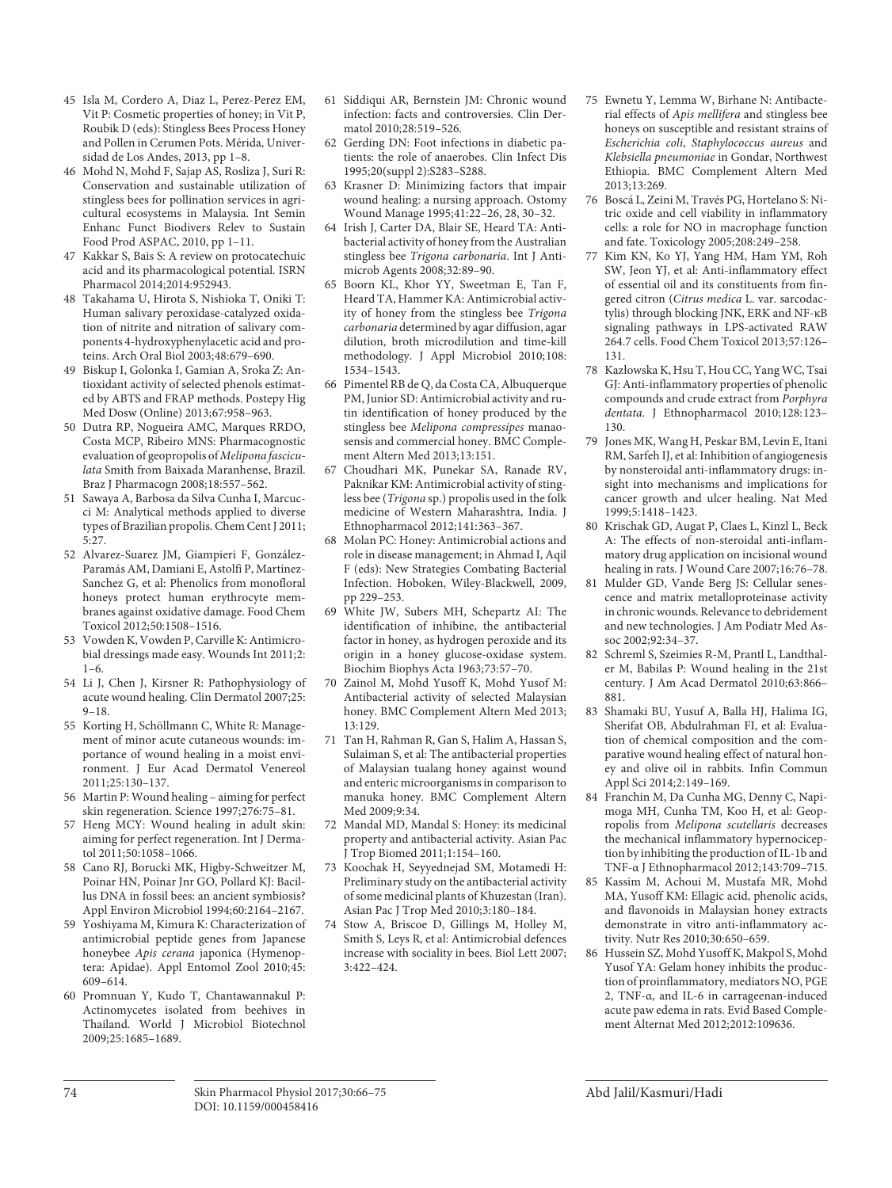45 Isla M, Cordero A, Diaz L, Perez-Perez EM, Vit P: Cosmetic properties of honey; in Vit P, Roubik D (eds): Stingless Bees Process Honey and Pollen in Cerumen Pots. Mérida, Universidad de Los Andes, 2013, pp 1–8.

46 Mohd N, Mohd F, Sajap AS, Rosliza J, Suri R: Conservation and sustainable utilization of stingless bees for pollination services in agricultural ecosystems in Malaysia. Int Semin Enhanc Funct Biodivers Relev to Sustain Food Prod ASPAC, 2010, pp 1–11.

47 Kakkar S, Bais S: A review on protocatechuic acid and its pharmacological potential. ISRN Pharmacol 2014;2014:952943.

48 Takahama U, Hirota S, Nishioka T, Oniki T: Human salivary peroxidase-catalyzed oxidation of nitrite and nitration of salivary components 4-hydroxyphenylacetic acid and proteins. Arch Oral Biol 2003;48:679–690.

49 Biskup I, Golonka I, Gamian A, Sroka Z: Antioxidant activity of selected phenols estimated by ABTS and FRAP methods. Postepy Hig Med Dosw (Online) 2013;67:958–963.

50 Dutra RP, Nogueira AMC, Marques RRDO, Costa MCP, Ribeiro MNS: Pharmacognostic evaluation of geopropolis of *Melipona fasciculata* Smith from Baixada Maranhense, Brazil. Braz J Pharmacogn 2008;18:557–562.

51 Sawaya A, Barbosa da Silva Cunha I, Marcucci M: Analytical methods applied to diverse types of Brazilian propolis. Chem Cent J 2011; 5:27.

52 Alvarez-Suarez JM, Giampieri F, González-Paramás AM, Damiani E, Astolfi P, Martinez-Sanchez G, et al: Phenolics from monofloral honeys protect human erythrocyte membranes against oxidative damage. Food Chem Toxicol 2012;50:1508–1516.

53 Vowden K, Vowden P, Carville K: Antimicrobial dressings made easy. Wounds Int 2011;2: 1–6.

54 Li J, Chen J, Kirsner R: Pathophysiology of acute wound healing. Clin Dermatol 2007;25: 9–18.

55 Korting H, Schöllmann C, White R: Management of minor acute cutaneous wounds: importance of wound healing in a moist environment. J Eur Acad Dermatol Venereol 2011;25:130–137.

56 Martin P: Wound healing – aiming for perfect skin regeneration. Science 1997;276:75–81.

57 Heng MCY: Wound healing in adult skin: aiming for perfect regeneration. Int J Dermatol 2011;50:1058–1066.

58 Cano RJ, Borucki MK, Higby-Schweitzer M, Poinar HN, Poinar Jnr GO, Pollard KJ: Bacillus DNA in fossil bees: an ancient symbiosis? Appl Environ Microbiol 1994;60:2164–2167.

59 Yoshiyama M, Kimura K: Characterization of antimicrobial peptide genes from Japanese honeybee *Apis cerana* japonica (Hymenoptera: Apidae). Appl Entomol Zool 2010;45: 609–614.

60 Promnuan Y, Kudo T, Chantawannakul P: Actinomycetes isolated from beehives in Thailand. World J Microbiol Biotechnol 2009;25:1685–1689.

61 Siddiqui AR, Bernstein JM: Chronic wound infection: facts and controversies. Clin Dermatol 2010;28:519–526.

62 Gerding DN: Foot infections in diabetic patients: the role of anaerobes. Clin Infect Dis 1995;20(suppl 2):S283–S288.

63 Krasner D: Minimizing factors that impair wound healing: a nursing approach. Ostomy Wound Manage 1995;41:22–26, 28, 30–32.

64 Irish J, Carter DA, Blair SE, Heard TA: Antibacterial activity of honey from the Australian stingless bee *Trigona carbonaria*. Int J Antimicrob Agents 2008;32:89–90.

65 Boorn KL, Khor YY, Sweetman E, Tan F, Heard TA, Hammer KA: Antimicrobial activity of honey from the stingless bee *Trigona carbonaria* determined by agar diffusion, agar dilution, broth microdilution and time-kill methodology. J Appl Microbiol 2010;108: 1534–1543.

66 Pimentel RB de Q, da Costa CA, Albuquerque PM, Junior SD: Antimicrobial activity and rutin identification of honey produced by the stingless bee *Melipona compressipes* manaosensis and commercial honey. BMC Complement Altern Med 2013;13:151.

67 Choudhari MK, Punekar SA, Ranade RV, Paknikar KM: Antimicrobial activity of stingless bee (*Trigona* sp.) propolis used in the folk medicine of Western Maharashtra, India. J Ethnopharmacol 2012;141:363–367.

68 Molan PC: Honey: Antimicrobial actions and role in disease management; in Ahmad I, Aqil F (eds): New Strategies Combating Bacterial Infection. Hoboken, Wiley-Blackwell, 2009, pp 229–253.

69 White JW, Subers MH, Schepartz AI: The identification of inhibine, the antibacterial factor in honey, as hydrogen peroxide and its origin in a honey glucose-oxidase system. Biochim Biophys Acta 1963;73:57–70.

70 Zainol M, Mohd Yusoff K, Mohd Yusof M: Antibacterial activity of selected Malaysian honey. BMC Complement Altern Med 2013; 13:129.

71 Tan H, Rahman R, Gan S, Halim A, Hassan S, Sulaiman S, et al: The antibacterial properties of Malaysian tualang honey against wound and enteric microorganisms in comparison to manuka honey. BMC Complement Altern Med 2009;9:34.

72 Mandal MD, Mandal S: Honey: its medicinal property and antibacterial activity. Asian Pac J Trop Biomed 2011;1:154–160.

73 Koochak H, Seyyednejad SM, Motamedi H: Preliminary study on the antibacterial activity of some medicinal plants of Khuzestan (Iran). Asian Pac J Trop Med 2010;3:180–184.

74 Stow A, Briscoe D, Gillings M, Holley M, Smith S, Leys R, et al: Antimicrobial defences increase with sociality in bees. Biol Lett 2007; 3:422–424.

75 Ewnetu Y, Lemma W, Birhane N: Antibacterial effects of *Apis mellifera* and stingless bee honeys on susceptible and resistant strains of *Escherichia coli*, *Staphylococcus aureus* and *Klebsiella pneumoniae* in Gondar, Northwest Ethiopia. BMC Complement Altern Med 2013;13:269.

76 Boscá L, Zeini M, Través PG, Hortelano S: Nitric oxide and cell viability in inflammatory cells: a role for NO in macrophage function and fate. Toxicology 2005;208:249–258.

77 Kim KN, Ko YJ, Yang HM, Ham YM, Roh SW, Jeon YJ, et al: Anti-inflammatory effect of essential oil and its constituents from fingered citron (*Citrus medica* L. var. sarcodactylis) through blocking JNK, ERK and NF-κB signaling pathways in LPS-activated RAW 264.7 cells. Food Chem Toxicol 2013;57:126–131.

78 Kazłowska K, Hsu T, Hou CC, Yang WC, Tsai GJ: Anti-inflammatory properties of phenolic compounds and crude extract from *Porphyra dentata*. J Ethnopharmacol 2010;128:123–130.

79 Jones MK, Wang H, Peskar BM, Levin E, Itani RM, Sarfeh IJ, et al: Inhibition of angiogenesis by nonsteroidal anti-inflammatory drugs: insight into mechanisms and implications for cancer growth and ulcer healing. Nat Med 1999;5:1418–1423.

80 Krischak GD, Augat P, Claes L, Kinzl L, Beck A: The effects of non-steroidal anti-inflammatory drug application on incisional wound healing in rats. J Wound Care 2007;16:76–78.

81 Mulder GD, Vande Berg JS: Cellular senescence and matrix metalloproteinase activity in chronic wounds. Relevance to debridement and new technologies. J Am Podiatr Med Assoc 2002;92:34–37.

82 Schreml S, Szeimies R-M, Prantl L, Landthaler M, Babilas P: Wound healing in the 21st century. J Am Acad Dermatol 2010;63:866–881.

83 Shamaki BU, Yusuf A, Balla HJ, Halima IG, Sherifat OB, Abdulrahman FI, et al: Evaluation of chemical composition and the comparative wound healing effect of natural honey and olive oil in rabbits. Infin Commun Appl Sci 2014;2:149–169.

84 Franchin M, Da Cunha MG, Denny C, Napimoga MH, Cunha TM, Koo H, et al: Geopropolis from *Melipona scutellaris* decreases the mechanical inflammatory hypernociception by inhibiting the production of IL-1b and TNF-α J Ethnopharmacol 2012;143:709–715.

85 Kassim M, Achoui M, Mustafa MR, Mohd MA, Yusoff KM: Ellagic acid, phenolic acids, and flavonoids in Malaysian honey extracts demonstrate in vitro anti-inflammatory activity. Nutr Res 2010;30:650–659.

86 Hussein SZ, Mohd Yusoff K, Makpol S, Mohd Yusof YA: Gelam honey inhibits the production of proinflammatory, mediators NO, PGE 2, TNF-α, and IL-6 in carrageenan-induced acute paw edema in rats. Evid Based Complement Alternat Med 2012;2012:109636.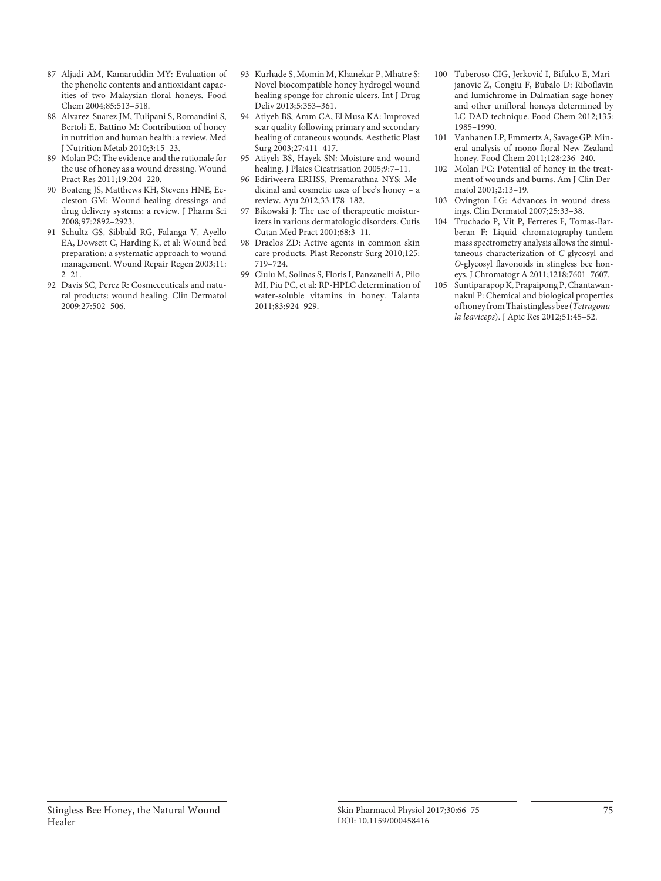87 Aljadi AM, Kamaruddin MY: Evaluation of the phenolic contents and antioxidant capacities of two Malaysian floral honeys. Food Chem 2004;85:513–518.

88 Alvarez-Suarez JM, Tulipani S, Romandini S, Bertoli E, Battino M: Contribution of honey in nutrition and human health: a review. Med J Nutrition Metab 2010;3:15–23.

89 Molan PC: The evidence and the rationale for the use of honey as a wound dressing. Wound Pract Res 2011;19:204–220.

90 Boateng JS, Matthews KH, Stevens HNE, Eccleston GM: Wound healing dressings and drug delivery systems: a review. J Pharm Sci 2008;97:2892–2923.

91 Schultz GS, Sibbald RG, Falanga V, Ayello EA, Dowsett C, Harding K, et al: Wound bed preparation: a systematic approach to wound management. Wound Repair Regen 2003;11:2–21.

92 Davis SC, Perez R: Cosmeceuticals and natural products: wound healing. Clin Dermatol 2009;27:502–506.

93 Kurhade S, Momin M, Khanekar P, Mhatre S: Novel biocompatible honey hydrogel wound healing sponge for chronic ulcers. Int J Drug Deliv 2013;5:353–361.

94 Atiyeh BS, Amm CA, El Musa KA: Improved scar quality following primary and secondary healing of cutaneous wounds. Aesthetic Plast Surg 2003;27:411–417.

95 Atiyeh BS, Hayek SN: Moisture and wound healing. J Plaies Cicatrisation 2005;9:7–11.

96 Ediriweera ERHSS, Premarathna NYS: Medicinal and cosmetic uses of bee's honey – a review. Ayu 2012;33:178–182.

97 Bikowski J: The use of therapeutic moisturizers in various dermatologic disorders. Cutis Cutan Med Pract 2001;68:3–11.

98 Draelos ZD: Active agents in common skin care products. Plast Reconstr Surg 2010;125:719–724.

99 Ciulu M, Solinas S, Floris I, Panzanelli A, Pilo MI, Piu PC, et al: RP-HPLC determination of water-soluble vitamins in honey. Talanta 2011;83:924–929.

100 Tuberoso CIG, Jerković I, Bifulco E, Marijanovic Z, Congiu F, Bubalo D: Riboflavin and lumichrome in Dalmatian sage honey and other unifloral honeys determined by LC-DAD technique. Food Chem 2012;135:1985–1990.

101 Vanhanen LP, Emmertz A, Savage GP: Mineral analysis of mono-floral New Zealand honey. Food Chem 2011;128:236–240.

102 Molan PC: Potential of honey in the treatment of wounds and burns. Am J Clin Dermatol 2001;2:13–19.

103 Ovington LG: Advances in wound dressings. Clin Dermatol 2007;25:33–38.

104 Truchado P, Vit P, Ferreres F, Tomas-Barberan F: Liquid chromatography-tandem mass spectrometry analysis allows the simultaneous characterization of *C*-glycosyl and *O*-glycosyl flavonoids in stingless bee honeys. J Chromatogr A 2011;1218:7601–7607.

105 Suntiparapop K, Prapaipong P, Chantawannakul P: Chemical and biological properties of honey from Thai stingless bee (*Tetragonula leaviceps*). J Apic Res 2012;51:45–52.